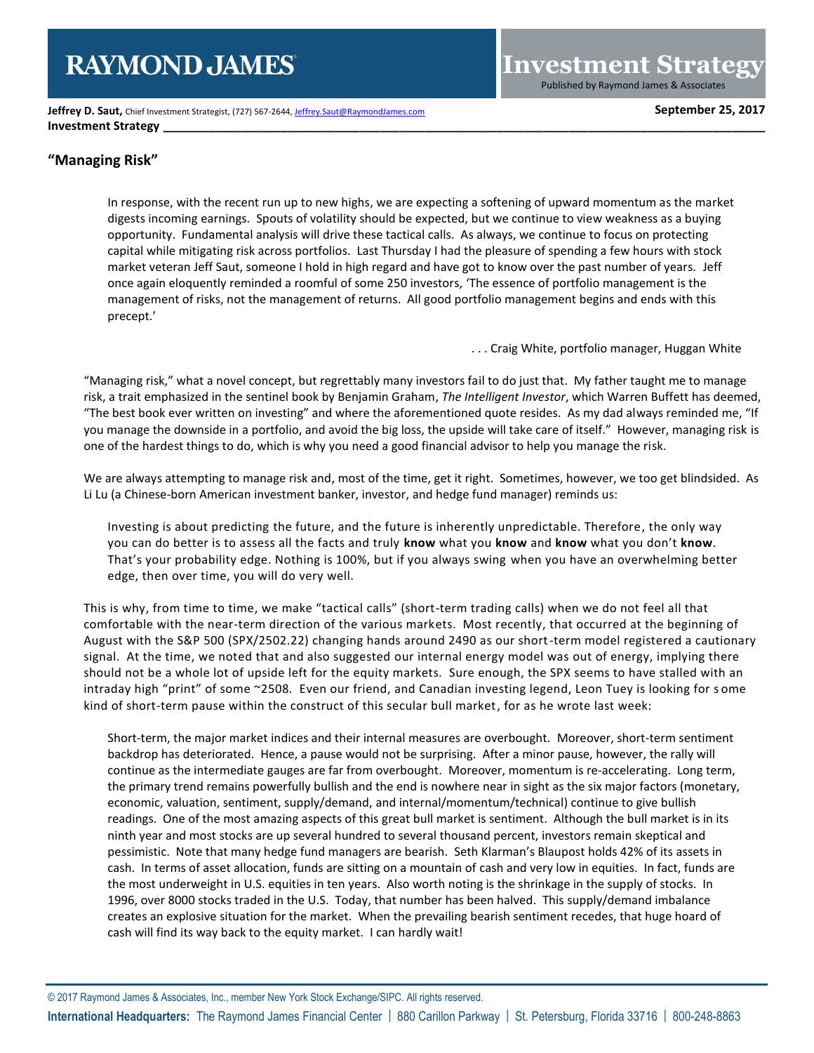**Jeffrey D. Saut,** Chief Investment Strategist, (727) 567-2644, Jeffrey.Saut@RaymondJames.com

**September 25, 2017**

**Investment Strategy**

## "Managing Risk"

> In response, with the recent run up to new highs, we are expecting a softening of upward momentum as the market digests incoming earnings. Spouts of volatility should be expected, but we continue to view weakness as a buying opportunity. Fundamental analysis will drive these tactical calls. As always, we continue to focus on protecting capital while mitigating risk across portfolios. Last Thursday I had the pleasure of spending a few hours with stock market veteran Jeff Saut, someone I hold in high regard and have got to know over the past number of years. Jeff once again eloquently reminded a roomful of some 250 investors, 'The essence of portfolio management is the management of risks, not the management of returns. All good portfolio management begins and ends with this precept.'
>
> . . . Craig White, portfolio manager, Huggan White

"Managing risk," what a novel concept, but regrettably many investors fail to do just that. My father taught me to manage risk, a trait emphasized in the sentinel book by Benjamin Graham, *The Intelligent Investor*, which Warren Buffett has deemed, "The best book ever written on investing" and where the aforementioned quote resides. As my dad always reminded me, "If you manage the downside in a portfolio, and avoid the big loss, the upside will take care of itself." However, managing risk is one of the hardest things to do, which is why you need a good financial advisor to help you manage the risk.

We are always attempting to manage risk and, most of the time, get it right. Sometimes, however, we too get blindsided. As Li Lu (a Chinese-born American investment banker, investor, and hedge fund manager) reminds us:

> Investing is about predicting the future, and the future is inherently unpredictable. Therefore, the only way you can do better is to assess all the facts and truly **know** what you **know** and **know** what you don't **know**. That's your probability edge. Nothing is 100%, but if you always swing when you have an overwhelming better edge, then over time, you will do very well.

This is why, from time to time, we make "tactical calls" (short-term trading calls) when we do not feel all that comfortable with the near-term direction of the various markets. Most recently, that occurred at the beginning of August with the S&P 500 (SPX/2502.22) changing hands around 2490 as our short-term model registered a cautionary signal. At the time, we noted that and also suggested our internal energy model was out of energy, implying there should not be a whole lot of upside left for the equity markets. Sure enough, the SPX seems to have stalled with an intraday high "print" of some ~2508. Even our friend, and Canadian investing legend, Leon Tuey is looking for some kind of short-term pause within the construct of this secular bull market, for as he wrote last week:

> Short-term, the major market indices and their internal measures are overbought. Moreover, short-term sentiment backdrop has deteriorated. Hence, a pause would not be surprising. After a minor pause, however, the rally will continue as the intermediate gauges are far from overbought. Moreover, momentum is re-accelerating. Long term, the primary trend remains powerfully bullish and the end is nowhere near in sight as the six major factors (monetary, economic, valuation, sentiment, supply/demand, and internal/momentum/technical) continue to give bullish readings. One of the most amazing aspects of this great bull market is sentiment. Although the bull market is in its ninth year and most stocks are up several hundred to several thousand percent, investors remain skeptical and pessimistic. Note that many hedge fund managers are bearish. Seth Klarman's Blaupost holds 42% of its assets in cash. In terms of asset allocation, funds are sitting on a mountain of cash and very low in equities. In fact, funds are the most underweight in U.S. equities in ten years. Also worth noting is the shrinkage in the supply of stocks. In 1996, over 8000 stocks traded in the U.S. Today, that number has been halved. This supply/demand imbalance creates an explosive situation for the market. When the prevailing bearish sentiment recedes, that huge hoard of cash will find its way back to the equity market. I can hardly wait!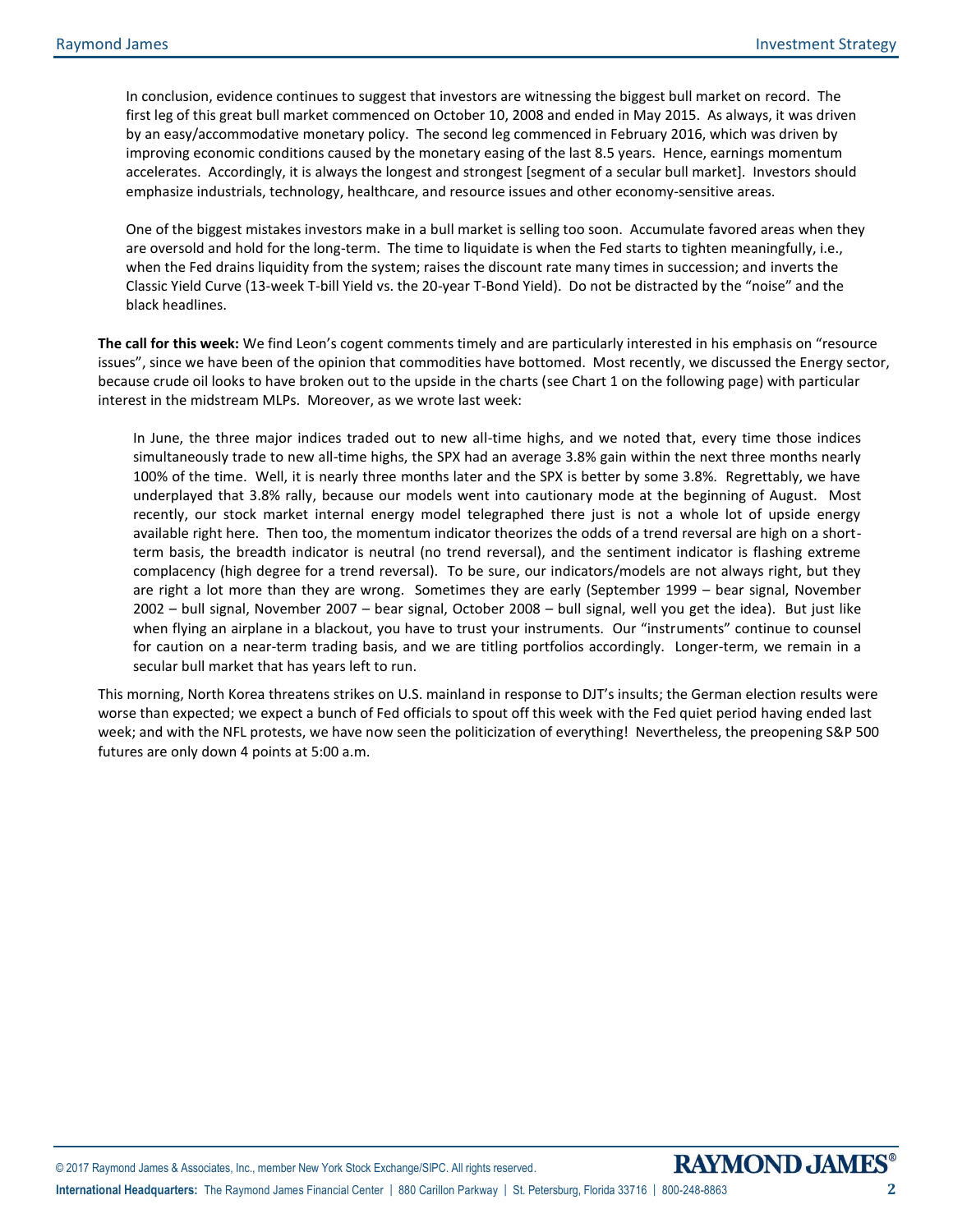> In conclusion, evidence continues to suggest that investors are witnessing the biggest bull market on record. The first leg of this great bull market commenced on October 10, 2008 and ended in May 2015. As always, it was driven by an easy/accommodative monetary policy. The second leg commenced in February 2016, which was driven by improving economic conditions caused by the monetary easing of the last 8.5 years. Hence, earnings momentum accelerates. Accordingly, it is always the longest and strongest [segment of a secular bull market]. Investors should emphasize industrials, technology, healthcare, and resource issues and other economy-sensitive areas.
>
> One of the biggest mistakes investors make in a bull market is selling too soon. Accumulate favored areas when they are oversold and hold for the long-term. The time to liquidate is when the Fed starts to tighten meaningfully, i.e., when the Fed drains liquidity from the system; raises the discount rate many times in succession; and inverts the Classic Yield Curve (13-week T-bill Yield vs. the 20-year T-Bond Yield). Do not be distracted by the "noise" and the black headlines.

**The call for this week:** We find Leon's cogent comments timely and are particularly interested in his emphasis on "resource issues", since we have been of the opinion that commodities have bottomed. Most recently, we discussed the Energy sector, because crude oil looks to have broken out to the upside in the charts (see Chart 1 on the following page) with particular interest in the midstream MLPs. Moreover, as we wrote last week:

> In June, the three major indices traded out to new all-time highs, and we noted that, every time those indices simultaneously trade to new all-time highs, the SPX had an average 3.8% gain within the next three months nearly 100% of the time. Well, it is nearly three months later and the SPX is better by some 3.8%. Regrettably, we have underplayed that 3.8% rally, because our models went into cautionary mode at the beginning of August. Most recently, our stock market internal energy model telegraphed there just is not a whole lot of upside energy available right here. Then too, the momentum indicator theorizes the odds of a trend reversal are high on a short-term basis, the breadth indicator is neutral (no trend reversal), and the sentiment indicator is flashing extreme complacency (high degree for a trend reversal). To be sure, our indicators/models are not always right, but they are right a lot more than they are wrong. Sometimes they are early (September 1999 – bear signal, November 2002 – bull signal, November 2007 – bear signal, October 2008 – bull signal, well you get the idea). But just like when flying an airplane in a blackout, you have to trust your instruments. Our "instruments" continue to counsel for caution on a near-term trading basis, and we are titling portfolios accordingly. Longer-term, we remain in a secular bull market that has years left to run.

This morning, North Korea threatens strikes on U.S. mainland in response to DJT's insults; the German election results were worse than expected; we expect a bunch of Fed officials to spout off this week with the Fed quiet period having ended last week; and with the NFL protests, we have now seen the politicization of everything! Nevertheless, the preopening S&P 500 futures are only down 4 points at 5:00 a.m.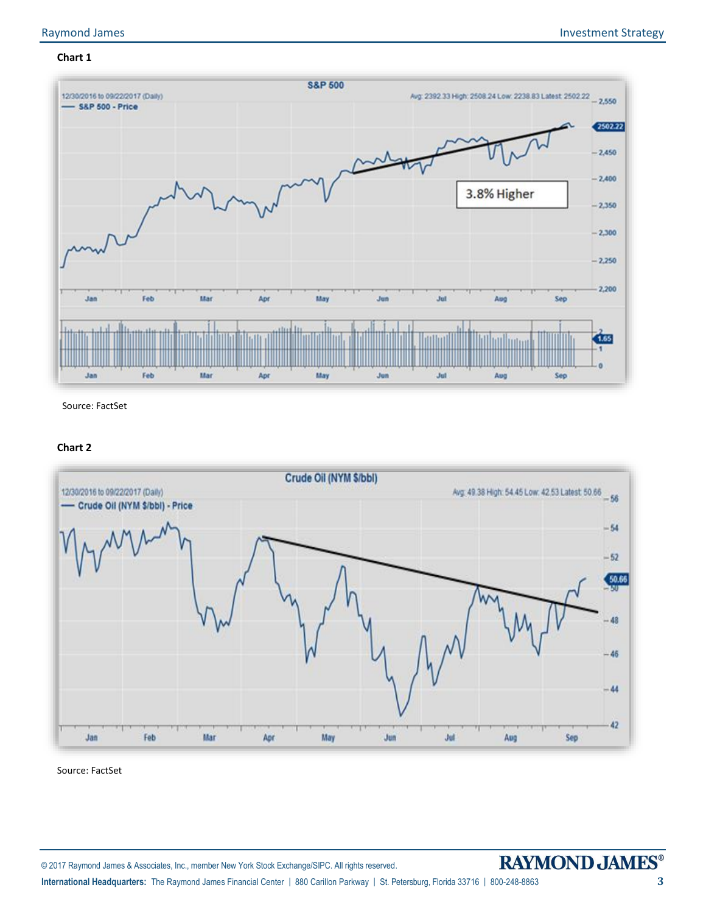**Chart 1**

Source: FactSet

**Chart 2**

Source: FactSet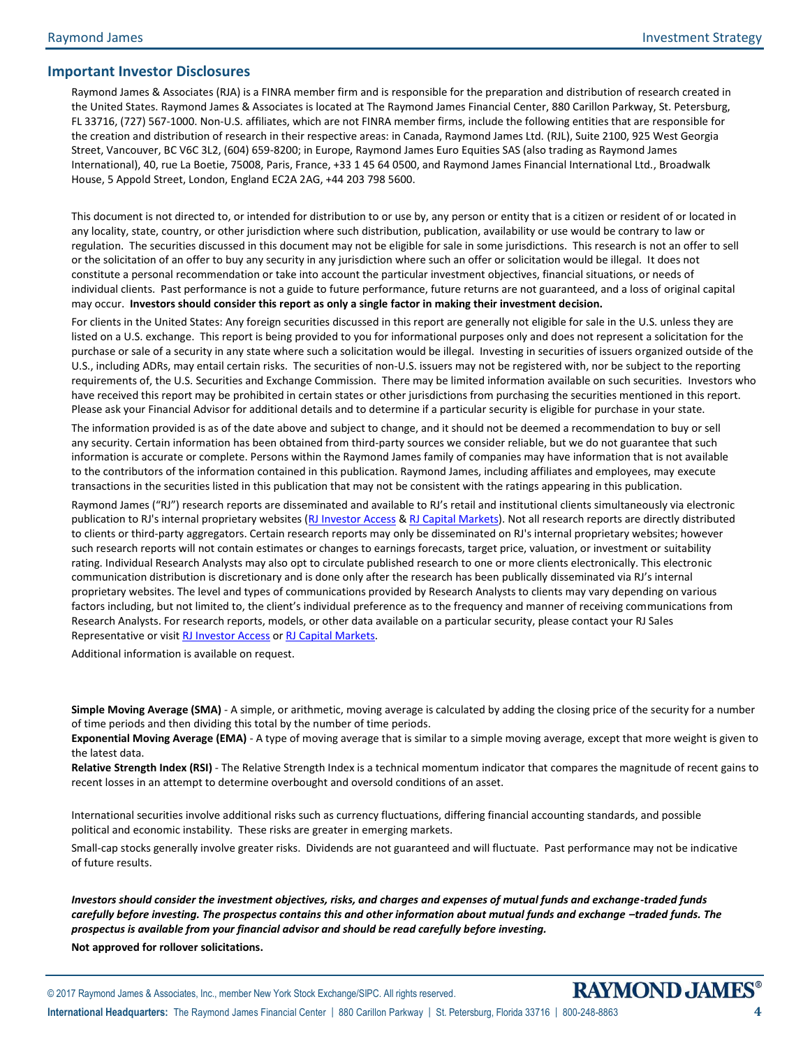## Important Investor Disclosures

Raymond James & Associates (RJA) is a FINRA member firm and is responsible for the preparation and distribution of research created in the United States. Raymond James & Associates is located at The Raymond James Financial Center, 880 Carillon Parkway, St. Petersburg, FL 33716, (727) 567-1000. Non-U.S. affiliates, which are not FINRA member firms, include the following entities that are responsible for the creation and distribution of research in their respective areas: in Canada, Raymond James Ltd. (RJL), Suite 2100, 925 West Georgia Street, Vancouver, BC V6C 3L2, (604) 659-8200; in Europe, Raymond James Euro Equities SAS (also trading as Raymond James International), 40, rue La Boetie, 75008, Paris, France, +33 1 45 64 0500, and Raymond James Financial International Ltd., Broadwalk House, 5 Appold Street, London, England EC2A 2AG, +44 203 798 5600.

This document is not directed to, or intended for distribution to or use by, any person or entity that is a citizen or resident of or located in any locality, state, country, or other jurisdiction where such distribution, publication, availability or use would be contrary to law or regulation. The securities discussed in this document may not be eligible for sale in some jurisdictions. This research is not an offer to sell or the solicitation of an offer to buy any security in any jurisdiction where such an offer or solicitation would be illegal. It does not constitute a personal recommendation or take into account the particular investment objectives, financial situations, or needs of individual clients. Past performance is not a guide to future performance, future returns are not guaranteed, and a loss of original capital may occur. **Investors should consider this report as only a single factor in making their investment decision.**

For clients in the United States: Any foreign securities discussed in this report are generally not eligible for sale in the U.S. unless they are listed on a U.S. exchange. This report is being provided to you for informational purposes only and does not represent a solicitation for the purchase or sale of a security in any state where such a solicitation would be illegal. Investing in securities of issuers organized outside of the U.S., including ADRs, may entail certain risks. The securities of non-U.S. issuers may not be registered with, nor be subject to the reporting requirements of, the U.S. Securities and Exchange Commission. There may be limited information available on such securities. Investors who have received this report may be prohibited in certain states or other jurisdictions from purchasing the securities mentioned in this report. Please ask your Financial Advisor for additional details and to determine if a particular security is eligible for purchase in your state.

The information provided is as of the date above and subject to change, and it should not be deemed a recommendation to buy or sell any security. Certain information has been obtained from third-party sources we consider reliable, but we do not guarantee that such information is accurate or complete. Persons within the Raymond James family of companies may have information that is not available to the contributors of the information contained in this publication. Raymond James, including affiliates and employees, may execute transactions in the securities listed in this publication that may not be consistent with the ratings appearing in this publication.

Raymond James ("RJ") research reports are disseminated and available to RJ's retail and institutional clients simultaneously via electronic publication to RJ's internal proprietary websites (RJ Investor Access & RJ Capital Markets). Not all research reports are directly distributed to clients or third-party aggregators. Certain research reports may only be disseminated on RJ's internal proprietary websites; however such research reports will not contain estimates or changes to earnings forecasts, target price, valuation, or investment or suitability rating. Individual Research Analysts may also opt to circulate published research to one or more clients electronically. This electronic communication distribution is discretionary and is done only after the research has been publically disseminated via RJ's internal proprietary websites. The level and types of communications provided by Research Analysts to clients may vary depending on various factors including, but not limited to, the client's individual preference as to the frequency and manner of receiving communications from Research Analysts. For research reports, models, or other data available on a particular security, please contact your RJ Sales Representative or visit RJ Investor Access or RJ Capital Markets.

Additional information is available on request.

**Simple Moving Average (SMA)** - A simple, or arithmetic, moving average is calculated by adding the closing price of the security for a number of time periods and then dividing this total by the number of time periods.
**Exponential Moving Average (EMA)** - A type of moving average that is similar to a simple moving average, except that more weight is given to the latest data.
**Relative Strength Index (RSI)** - The Relative Strength Index is a technical momentum indicator that compares the magnitude of recent gains to recent losses in an attempt to determine overbought and oversold conditions of an asset.

International securities involve additional risks such as currency fluctuations, differing financial accounting standards, and possible political and economic instability. These risks are greater in emerging markets.

Small-cap stocks generally involve greater risks. Dividends are not guaranteed and will fluctuate. Past performance may not be indicative of future results.

***Investors should consider the investment objectives, risks, and charges and expenses of mutual funds and exchange-traded funds carefully before investing. The prospectus contains this and other information about mutual funds and exchange –traded funds. The prospectus is available from your financial advisor and should be read carefully before investing.***

**Not approved for rollover solicitations.**

© 2017 Raymond James & Associates, Inc., member New York Stock Exchange/SIPC. All rights reserved.

**International Headquarters:** The Raymond James Financial Center | 880 Carillon Parkway | St. Petersburg, Florida 33716 | 800-248-8863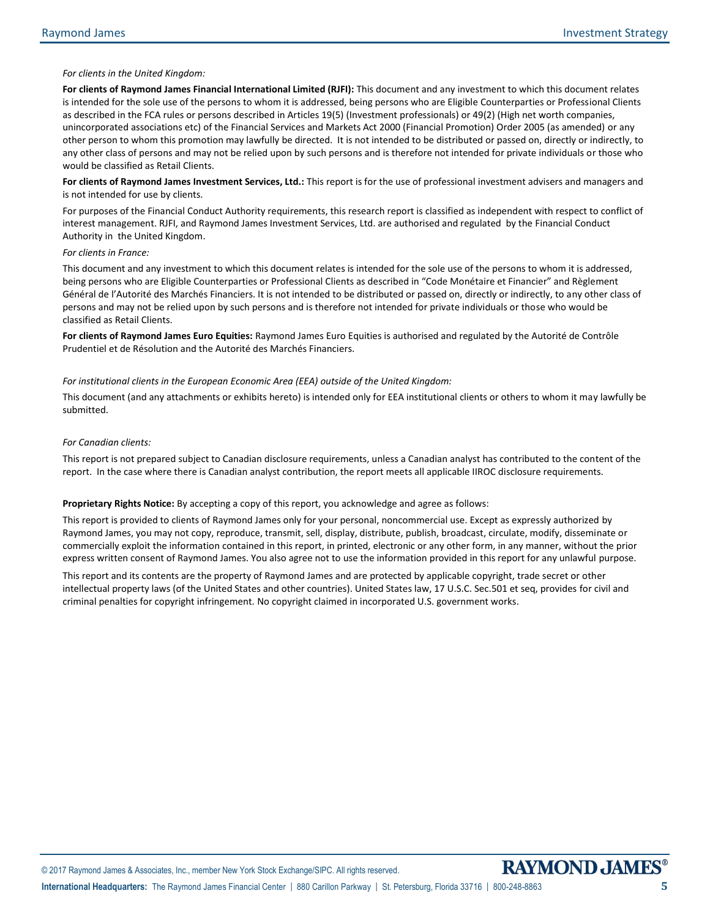*For clients in the United Kingdom:*

**For clients of Raymond James Financial International Limited (RJFI):** This document and any investment to which this document relates is intended for the sole use of the persons to whom it is addressed, being persons who are Eligible Counterparties or Professional Clients as described in the FCA rules or persons described in Articles 19(5) (Investment professionals) or 49(2) (High net worth companies, unincorporated associations etc) of the Financial Services and Markets Act 2000 (Financial Promotion) Order 2005 (as amended) or any other person to whom this promotion may lawfully be directed. It is not intended to be distributed or passed on, directly or indirectly, to any other class of persons and may not be relied upon by such persons and is therefore not intended for private individuals or those who would be classified as Retail Clients.

**For clients of Raymond James Investment Services, Ltd.:** This report is for the use of professional investment advisers and managers and is not intended for use by clients.

For purposes of the Financial Conduct Authority requirements, this research report is classified as independent with respect to conflict of interest management. RJFI, and Raymond James Investment Services, Ltd. are authorised and regulated by the Financial Conduct Authority in the United Kingdom.

*For clients in France:*

This document and any investment to which this document relates is intended for the sole use of the persons to whom it is addressed, being persons who are Eligible Counterparties or Professional Clients as described in "Code Monétaire et Financier" and Règlement Général de l'Autorité des Marchés Financiers. It is not intended to be distributed or passed on, directly or indirectly, to any other class of persons and may not be relied upon by such persons and is therefore not intended for private individuals or those who would be classified as Retail Clients.

**For clients of Raymond James Euro Equities:** Raymond James Euro Equities is authorised and regulated by the Autorité de Contrôle Prudentiel et de Résolution and the Autorité des Marchés Financiers.

*For institutional clients in the European Economic Area (EEA) outside of the United Kingdom:*

This document (and any attachments or exhibits hereto) is intended only for EEA institutional clients or others to whom it may lawfully be submitted.

*For Canadian clients:*

This report is not prepared subject to Canadian disclosure requirements, unless a Canadian analyst has contributed to the content of the report. In the case where there is Canadian analyst contribution, the report meets all applicable IIROC disclosure requirements.

**Proprietary Rights Notice:** By accepting a copy of this report, you acknowledge and agree as follows:

This report is provided to clients of Raymond James only for your personal, noncommercial use. Except as expressly authorized by Raymond James, you may not copy, reproduce, transmit, sell, display, distribute, publish, broadcast, circulate, modify, disseminate or commercially exploit the information contained in this report, in printed, electronic or any other form, in any manner, without the prior express written consent of Raymond James. You also agree not to use the information provided in this report for any unlawful purpose.

This report and its contents are the property of Raymond James and are protected by applicable copyright, trade secret or other intellectual property laws (of the United States and other countries). United States law, 17 U.S.C. Sec.501 et seq, provides for civil and criminal penalties for copyright infringement. No copyright claimed in incorporated U.S. government works.